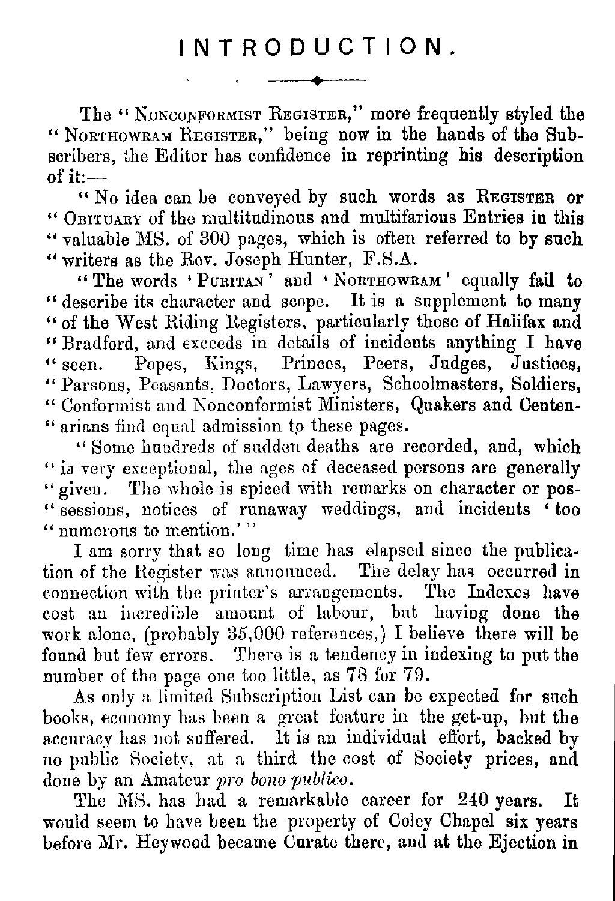# INTRODUCTION.

The "NONCONFORMIST REGISTER," more frequently styled the "NORTHOWRAM REGISTER," being now in the hands of the Subscribers, the Editor has confidence in reprinting his description of it:—

"No idea can be conveyed by such words as REGISTER or "OBITUARY of the multitudinous and multifarious Entries in this "valuable MS. of 300 pages, which is often referred to by such "writers as the Rev. Joseph Hunter, F.S.A.

"The words 'PURITAN' and 'NORTHOWRAM' equally fail to "describe its character and scope. It is a supplement to many "of the West Riding Registers, particularly those of Halifax and "Bradford, and exceeds in details of incidents anything I have "seen. Popes, Kings, Princes, Peers, Judges, Justices, "Parsons, Peasants, Doctors, Lawyers, Schoolmasters, Soldiers, "Conformist and Nonconformist Ministers, Quakers and Centen-"arians find equal admission to these pages.

"Some hundreds of sudden deaths are recorded, and, which "is very exceptional, the ages of deceased persons are generally "given. The whole is spiced with remarks on character or pos-"sessions, notices of runaway weddings, and incidents 'too "numerous to mention.'"

I am sorry that so long time has elapsed since the publication of the Register was announced. The delay has occurred in connection with the printer's arrangements. The Indexes have cost an incredible amount of labour, but having done the work alone, (probably 35,000 references,) I believe there will be found but few errors. There is a tendency in indexing to put the number of the page one too little, as 78 for 79.

As only a limited Subscription List can be expected for such books, economy has been a great feature in the get-up, but the accuracy has not suffered. It is an individual effort, backed by no public Society, at a third the cost of Society prices, and done by an Amateur *pro bono publico*.

The MS. has had a remarkable career for 240 years. It would seem to have been the property of Coley Chapel six years before Mr. Heywood became Curate there, and at the Ejection in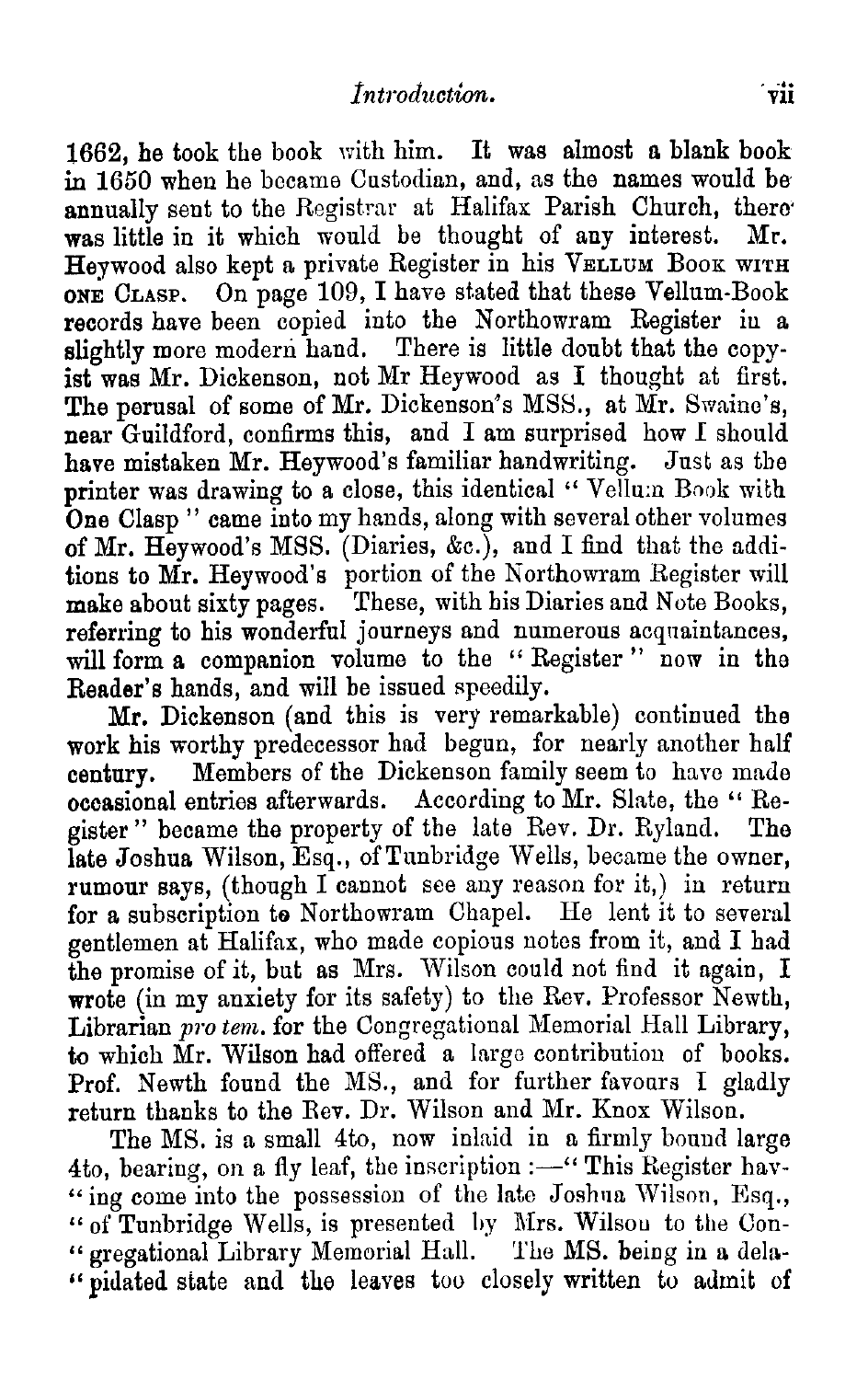1662, he took the book with him. It was almost a blank book in 1650 when he became Custodian, and, as the names would be annually sent to the Registrar at Halifax Parish Church, there was little in it which would be thought of any interest. Mr. Heywood also kept a private Register in his VELLUM BOOK WITH ONE CLASP. On page 109, I have stated that these Vellum-Book records have been copied into the Northowram Register in a slightly more modern hand. There is little doubt that the copyist was Mr. Dickenson, not Mr Heywood as I thought at first. The perusal of some of Mr. Dickenson's MSS., at Mr. Swaine's, near Guildford, confirms this, and I am surprised how I should have mistaken Mr. Heywood's familiar handwriting. Just as the printer was drawing to a close, this identical "Vellum Book with One Clasp" came into my hands, along with several other volumes of Mr. Heywood's MSS. (Diaries, &c.), and I find that the additions to Mr. Heywood's portion of the Northowram Register will make about sixty pages. These, with his Diaries and Note Books, referring to his wonderful journeys and numerous acquaintances, will form a companion volume to the "Register" now in the Reader's hands, and will be issued speedily.

Mr. Dickenson (and this is very remarkable) continued the work his worthy predecessor had begun, for nearly another half century. Members of the Dickenson family seem to have made occasional entries afterwards. According to Mr. Slate, the "Register" became the property of the late Rev. Dr. Ryland. The late Joshua Wilson, Esq., of Tunbridge Wells, became the owner, rumour says, (though I cannot see any reason for it,) in return for a subscription to Northowram Chapel. He lent it to several gentlemen at Halifax, who made copious notes from it, and I had the promise of it, but as Mrs. Wilson could not find it again, I wrote (in my anxiety for its safety) to the Rev. Professor Newth, Librarian *pro tem.* for the Congregational Memorial Hall Library, to which Mr. Wilson had offered a large contribution of books. Prof. Newth found the MS., and for further favours I gladly return thanks to the Rev. Dr. Wilson and Mr. Knox Wilson.

The MS. is a small 4to, now inlaid in a firmly bound large 4to, bearing, on a fly leaf, the inscription :—"This Register having come into the possession of the late Joshua Wilson, Esq., of Tunbridge Wells, is presented by Mrs. Wilson to the Congregational Library Memorial Hall. The MS. being in a delapidated state and the leaves too closely written to admit of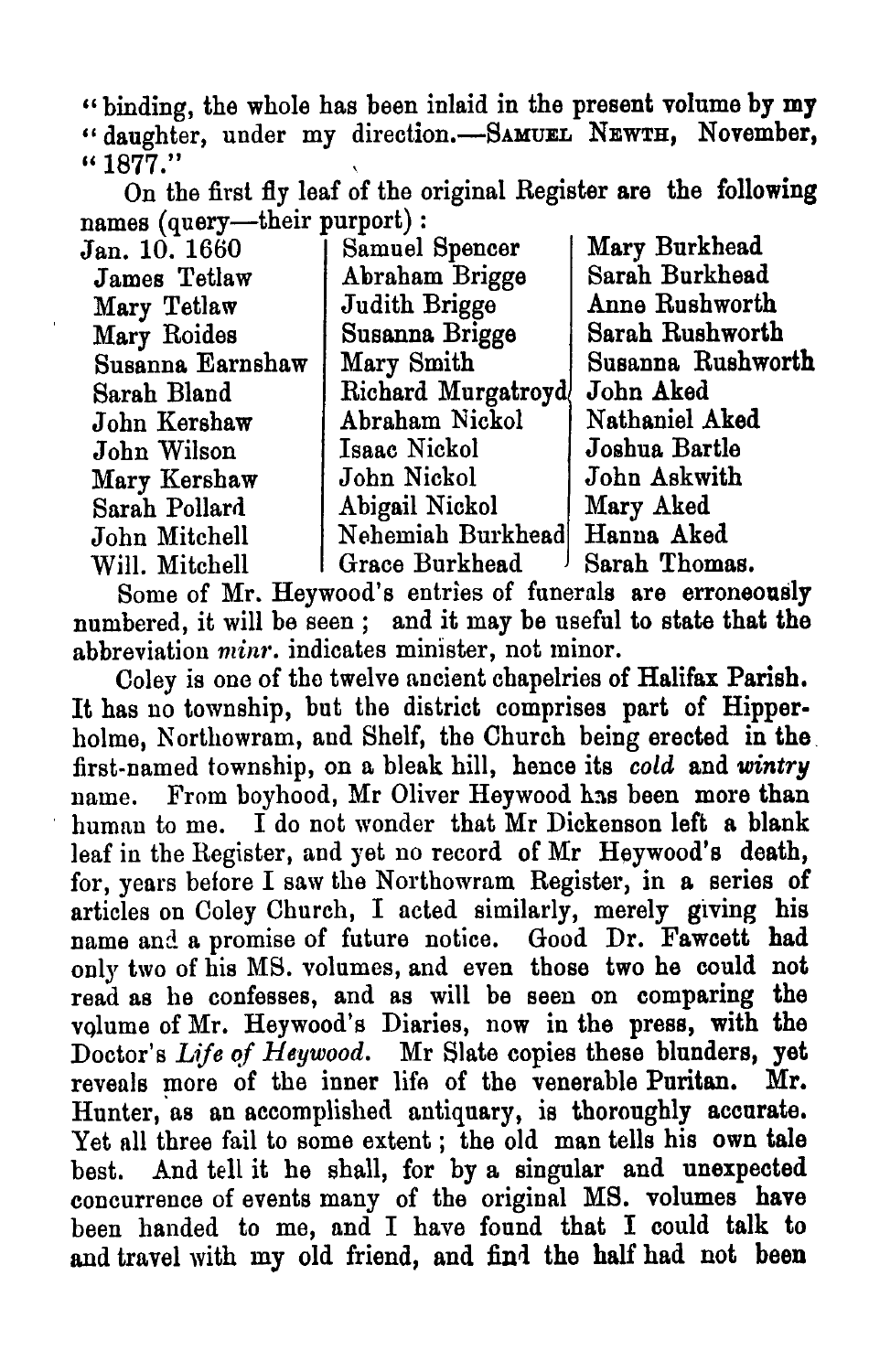"binding, the whole has been inlaid in the present volume by my "daughter, under my direction.—SAMUEL NEWTH, November, "1877."

On the first fly leaf of the original Register are the following names (query—their purport):

| | | |
|---|---|---|
| Jan. 10. 1660 | Samuel Spencer | Mary Burkhead |
| James Tetlaw | Abraham Brigge | Sarah Burkhead |
| Mary Tetlaw | Judith Brigge | Anne Rushworth |
| Mary Roides | Susanna Brigge | Sarah Rushworth |
| Susanna Earnshaw | Mary Smith | Susanna Rushworth |
| Sarah Bland | Richard Murgatroyd | John Aked |
| John Kershaw | Abraham Nickol | Nathaniel Aked |
| John Wilson | Isaac Nickol | Joshua Bartle |
| Mary Kershaw | John Nickol | John Askwith |
| Sarah Pollard | Abigail Nickol | Mary Aked |
| John Mitchell | Nehemiah Burkhead | Hanna Aked |
| Will. Mitchell | Grace Burkhead | Sarah Thomas. |

Some of Mr. Heywood's entries of funerals are erroneously numbered, it will be seen; and it may be useful to state that the abbreviation *minr.* indicates minister, not minor.

Coley is one of the twelve ancient chapelries of Halifax Parish. It has no township, but the district comprises part of Hipperholme, Northowram, and Shelf, the Church being erected in the first-named township, on a bleak hill, hence its *cold* and *wintry* name. From boyhood, Mr Oliver Heywood has been more than human to me. I do not wonder that Mr Dickenson left a blank leaf in the Register, and yet no record of Mr Heywood's death, for, years before I saw the Northowram Register, in a series of articles on Coley Church, I acted similarly, merely giving his name and a promise of future notice. Good Dr. Fawcett had only two of his MS. volumes, and even those two he could not read as he confesses, and as will be seen on comparing the volume of Mr. Heywood's Diaries, now in the press, with the Doctor's *Life of Heywood*. Mr Slate copies these blunders, yet reveals more of the inner life of the venerable Puritan. Mr. Hunter, as an accomplished antiquary, is thoroughly accurate. Yet all three fail to some extent; the old man tells his own tale best. And tell it he shall, for by a singular and unexpected concurrence of events many of the original MS. volumes have been handed to me, and I have found that I could talk to and travel with my old friend, and find the half had not been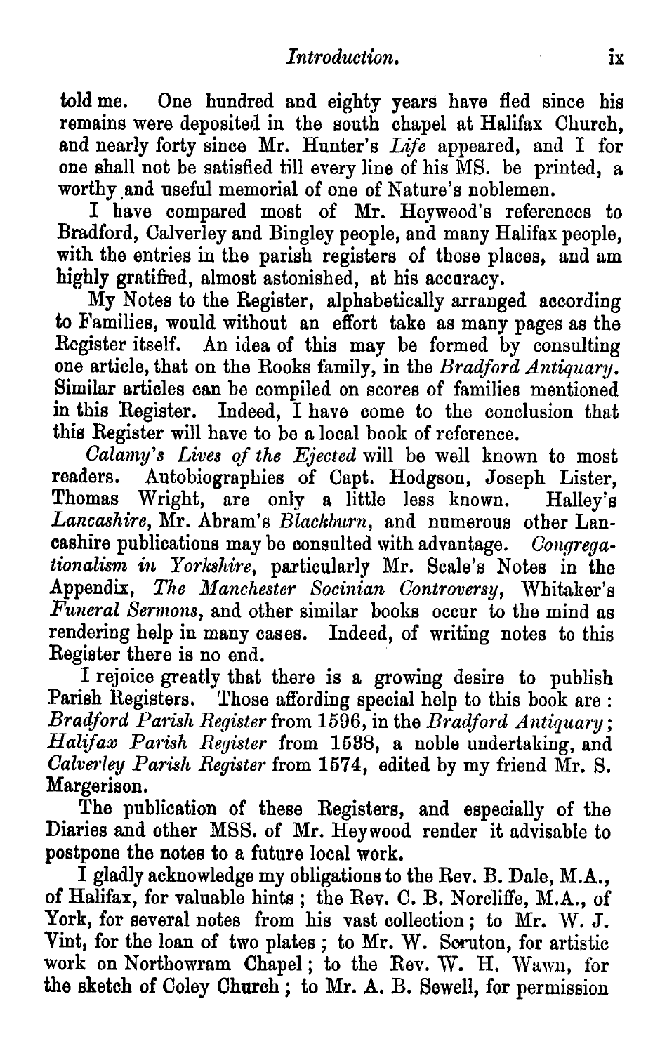told me. One hundred and eighty years have fled since his remains were deposited in the south chapel at Halifax Church, and nearly forty since Mr. Hunter's *Life* appeared, and I for one shall not be satisfied till every line of his MS. be printed, a worthy and useful memorial of one of Nature's noblemen.

I have compared most of Mr. Heywood's references to Bradford, Calverley and Bingley people, and many Halifax people, with the entries in the parish registers of those places, and am highly gratified, almost astonished, at his accuracy.

My Notes to the Register, alphabetically arranged according to Families, would without an effort take as many pages as the Register itself. An idea of this may be formed by consulting one article, that on the Rooks family, in the *Bradford Antiquary*. Similar articles can be compiled on scores of families mentioned in this Register. Indeed, I have come to the conclusion that this Register will have to be a local book of reference.

*Calamy's Lives of the Ejected* will be well known to most readers. Autobiographies of Capt. Hodgson, Joseph Lister, Thomas Wright, are only a little less known. Halley's *Lancashire*, Mr. Abram's *Blackburn*, and numerous other Lancashire publications may be consulted with advantage. *Congregationalism in Yorkshire*, particularly Mr. Scale's Notes in the Appendix, *The Manchester Socinian Controversy*, Whitaker's *Funeral Sermons*, and other similar books occur to the mind as rendering help in many cases. Indeed, of writing notes to this Register there is no end.

I rejoice greatly that there is a growing desire to publish Parish Registers. Those affording special help to this book are: *Bradford Parish Register* from 1596, in the *Bradford Antiquary*; *Halifax Parish Register* from 1538, a noble undertaking, and *Calverley Parish Register* from 1574, edited by my friend Mr. S. Margerison.

The publication of these Registers, and especially of the Diaries and other MSS. of Mr. Heywood render it advisable to postpone the notes to a future local work.

I gladly acknowledge my obligations to the Rev. B. Dale, M.A., of Halifax, for valuable hints; the Rev. C. B. Norcliffe, M.A., of York, for several notes from his vast collection; to Mr. W. J. Vint, for the loan of two plates; to Mr. W. Scruton, for artistic work on Northowram Chapel; to the Rev. W. H. Wawn, for the sketch of Coley Church; to Mr. A. B. Sewell, for permission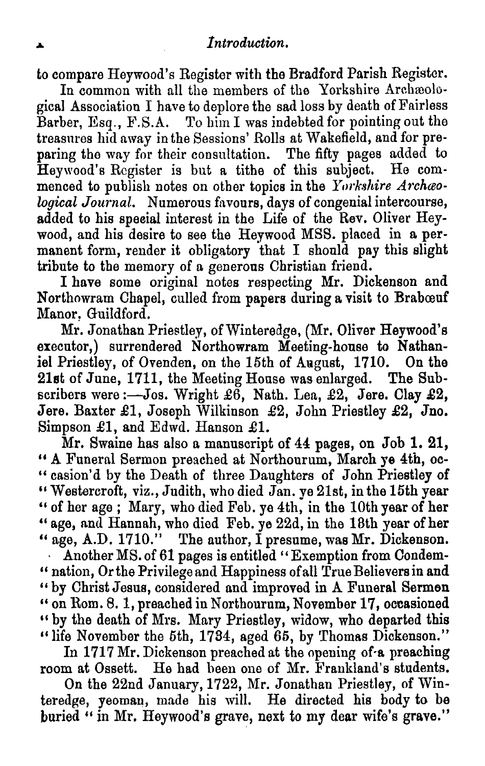to compare Heywood's Register with the Bradford Parish Register.

In common with all the members of the Yorkshire Archæological Association I have to deplore the sad loss by death of Fairless Barber, Esq., F.S.A. To him I was indebted for pointing out the treasures hid away in the Sessions' Rolls at Wakefield, and for preparing the way for their consultation. The fifty pages added to Heywood's Register is but a tithe of this subject. He commenced to publish notes on other topics in the *Yorkshire Archæological Journal*. Numerous favours, days of congenial intercourse, added to his special interest in the Life of the Rev. Oliver Heywood, and his desire to see the Heywood MSS. placed in a permanent form, render it obligatory that I should pay this slight tribute to the memory of a generous Christian friend.

I have some original notes respecting Mr. Dickenson and Northowram Chapel, culled from papers during a visit to Brabœuf Manor, Guildford.

Mr. Jonathan Priestley, of Winteredge, (Mr. Oliver Heywood's executor,) surrendered Northowram Meeting-house to Nathaniel Priestley, of Ovenden, on the 15th of August, 1710. On the 21st of June, 1711, the Meeting House was enlarged. The Subscribers were:—Jos. Wright £6, Nath. Lea, £2, Jere. Clay £2, Jere. Baxter £1, Joseph Wilkinson £2, John Priestley £2, Jno. Simpson £1, and Edwd. Hanson £1.

Mr. Swaine has also a manuscript of 44 pages, on Job 1. 21, "A Funeral Sermon preached at Northourum, March ye 4th, occasion'd by the Death of three Daughters of John Priestley of Westercroft, viz., Judith, who died Jan. ye 21st, in the 15th year of her age; Mary, who died Feb. ye 4th, in the 10th year of her age, and Hannah, who died Feb. ye 22d, in the 18th year of her age, A.D. 1710." The author, I presume, was Mr. Dickenson.

Another MS. of 61 pages is entitled "Exemption from Condemnation, Or the Privilege and Happiness of all True Believers in and by Christ Jesus, considered and improved in A Funeral Sermon on Rom. 8. 1, preached in Northourum, November 17, occasioned by the death of Mrs. Mary Priestley, widow, who departed this life November the 5th, 1734, aged 65, by Thomas Dickenson."

In 1717 Mr. Dickenson preached at the opening of a preaching room at Ossett. He had been one of Mr. Frankland's students.

On the 22nd January, 1722, Mr. Jonathan Priestley, of Winteredge, yeoman, made his will. He directed his body to be buried "in Mr. Heywood's grave, next to my dear wife's grave."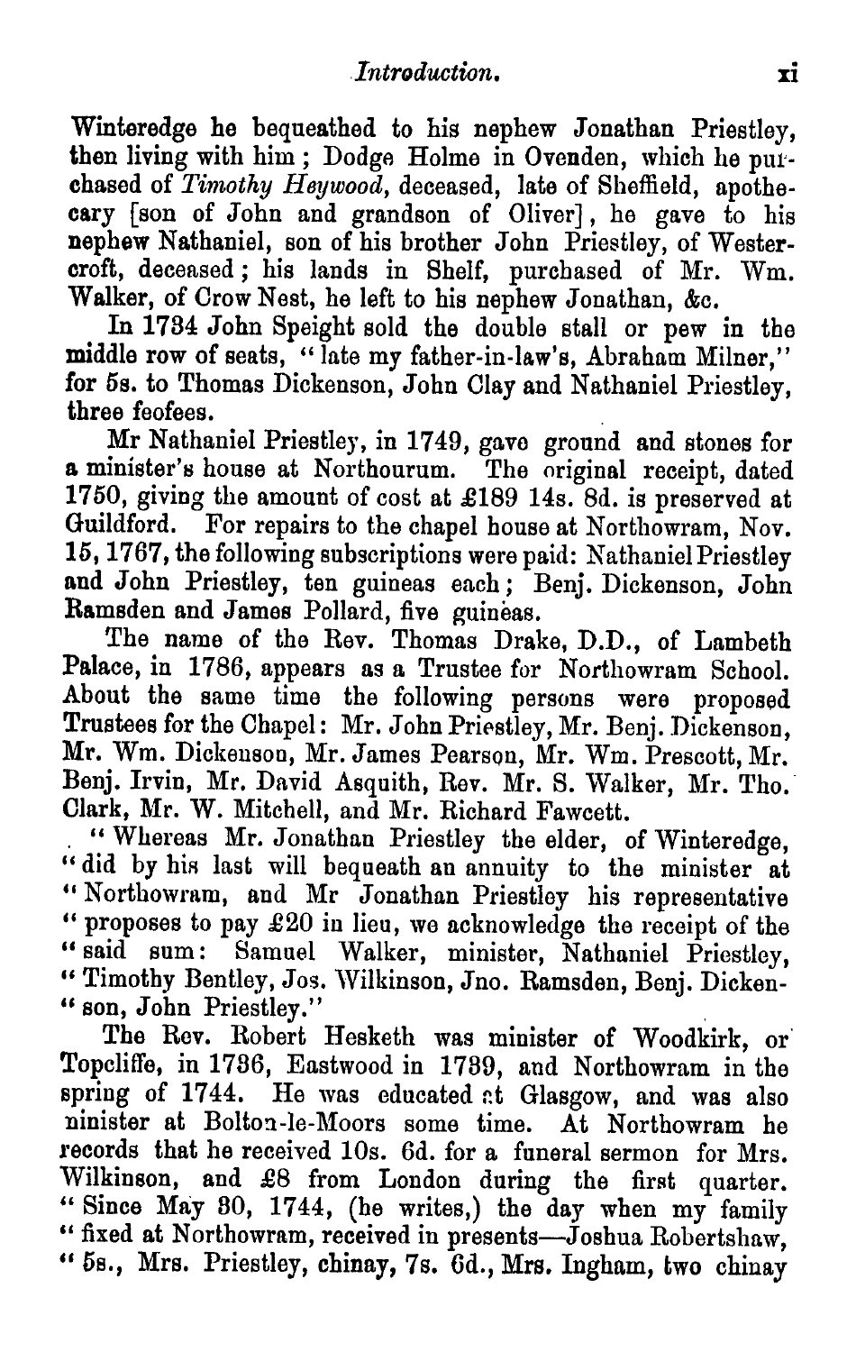Winteredge he bequeathed to his nephew Jonathan Priestley, then living with him; Dodge Holme in Ovenden, which he purchased of *Timothy Heywood*, deceased, late of Sheffield, apothecary [son of John and grandson of Oliver], he gave to his nephew Nathaniel, son of his brother John Priestley, of Westercroft, deceased; his lands in Shelf, purchased of Mr. Wm. Walker, of Crow Nest, he left to his nephew Jonathan, &c.

In 1734 John Speight sold the double stall or pew in the middle row of seats, "late my father-in-law's, Abraham Milner," for 5s. to Thomas Dickenson, John Clay and Nathaniel Priestley, three feofees.

Mr Nathaniel Priestley, in 1749, gave ground and stones for a minister's house at Northourum. The original receipt, dated 1750, giving the amount of cost at £189 14s. 8d. is preserved at Guildford. For repairs to the chapel house at Northowram, Nov. 15, 1767, the following subscriptions were paid: Nathaniel Priestley and John Priestley, ten guineas each; Benj. Dickenson, John Ramsden and James Pollard, five guineas.

The name of the Rev. Thomas Drake, D.D., of Lambeth Palace, in 1786, appears as a Trustee for Northowram School. About the same time the following persons were proposed Trustees for the Chapel: Mr. John Priestley, Mr. Benj. Dickenson, Mr. Wm. Dickenson, Mr. James Pearson, Mr. Wm. Prescott, Mr. Benj. Irvin, Mr. David Asquith, Rev. Mr. S. Walker, Mr. Tho. Clark, Mr. W. Mitchell, and Mr. Richard Fawcett.

"Whereas Mr. Jonathan Priestley the elder, of Winteredge, "did by his last will bequeath an annuity to the minister at "Northowram, and Mr Jonathan Priestley his representative "proposes to pay £20 in lieu, we acknowledge the receipt of the "said sum: Samuel Walker, minister, Nathaniel Priestley, "Timothy Bentley, Jos. Wilkinson, Jno. Ramsden, Benj. Dicken-"son, John Priestley."

The Rev. Robert Hesketh was minister of Woodkirk, or Topcliffe, in 1736, Eastwood in 1739, and Northowram in the spring of 1744. He was educated at Glasgow, and was also minister at Bolton-le-Moors some time. At Northowram he records that he received 10s. 6d. for a funeral sermon for Mrs. Wilkinson, and £8 from London during the first quarter. "Since May 30, 1744, (he writes,) the day when my family "fixed at Northowram, received in presents—Joshua Robertshaw, "5s., Mrs. Priestley, chinay, 7s. 6d., Mrs. Ingham, two chinay